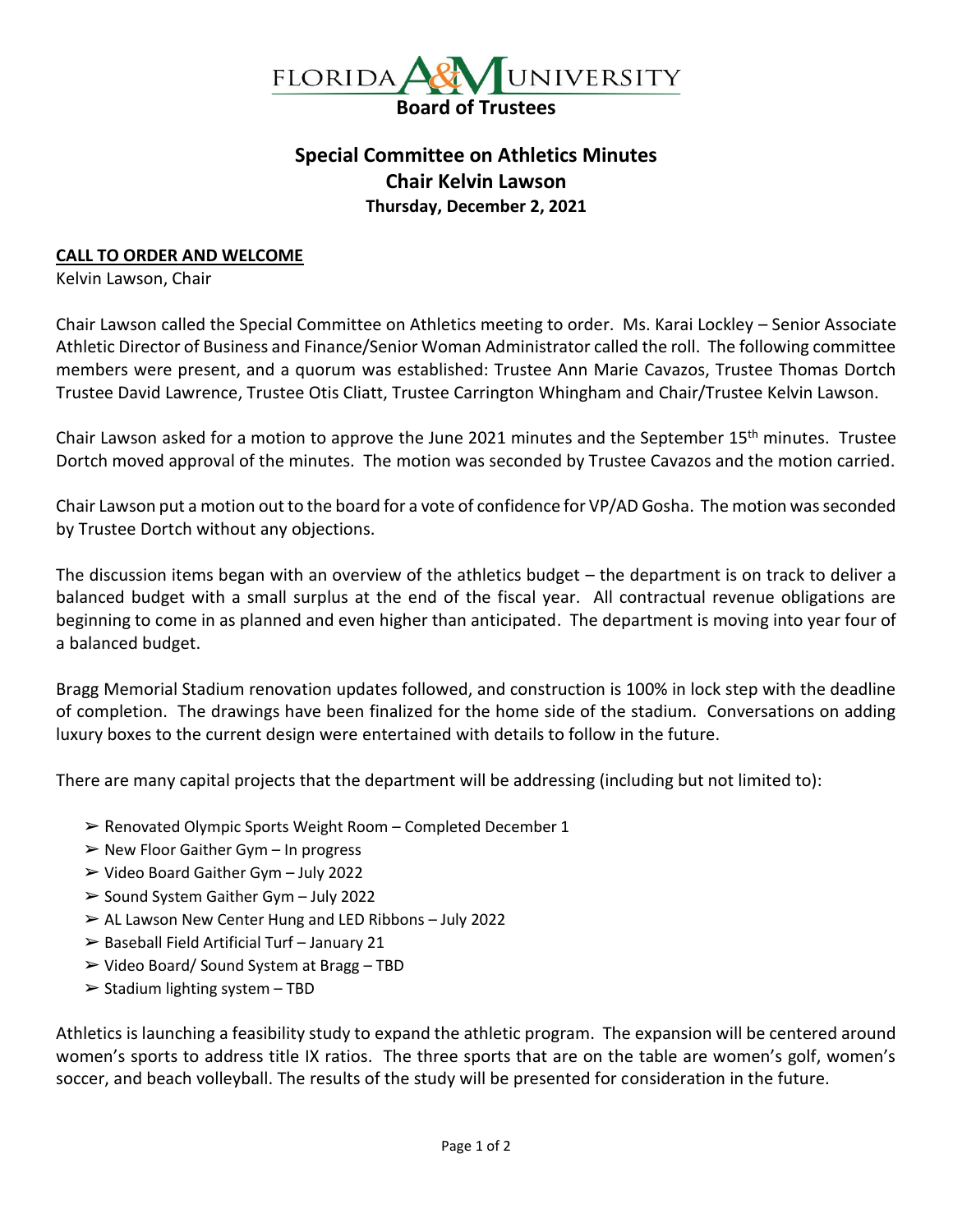# FLORIDA A&M UNIVERSITY

## Board of Trustees

## Special Committee on Athletics Minutes
## Chair Kelvin Lawson
### Thursday, December 2, 2021

**CALL TO ORDER AND WELCOME**

Kelvin Lawson, Chair

Chair Lawson called the Special Committee on Athletics meeting to order. Ms. Karai Lockley – Senior Associate Athletic Director of Business and Finance/Senior Woman Administrator called the roll. The following committee members were present, and a quorum was established: Trustee Ann Marie Cavazos, Trustee Thomas Dortch Trustee David Lawrence, Trustee Otis Cliatt, Trustee Carrington Whingham and Chair/Trustee Kelvin Lawson.

Chair Lawson asked for a motion to approve the June 2021 minutes and the September 15th minutes. Trustee Dortch moved approval of the minutes. The motion was seconded by Trustee Cavazos and the motion carried.

Chair Lawson put a motion out to the board for a vote of confidence for VP/AD Gosha. The motion was seconded by Trustee Dortch without any objections.

The discussion items began with an overview of the athletics budget – the department is on track to deliver a balanced budget with a small surplus at the end of the fiscal year. All contractual revenue obligations are beginning to come in as planned and even higher than anticipated. The department is moving into year four of a balanced budget.

Bragg Memorial Stadium renovation updates followed, and construction is 100% in lock step with the deadline of completion. The drawings have been finalized for the home side of the stadium. Conversations on adding luxury boxes to the current design were entertained with details to follow in the future.

There are many capital projects that the department will be addressing (including but not limited to):

- ➢ Renovated Olympic Sports Weight Room – Completed December 1
- ➢ New Floor Gaither Gym – In progress
- ➢ Video Board Gaither Gym – July 2022
- ➢ Sound System Gaither Gym – July 2022
- ➢ AL Lawson New Center Hung and LED Ribbons – July 2022
- ➢ Baseball Field Artificial Turf – January 21
- ➢ Video Board/ Sound System at Bragg – TBD
- ➢ Stadium lighting system – TBD

Athletics is launching a feasibility study to expand the athletic program. The expansion will be centered around women's sports to address title IX ratios. The three sports that are on the table are women's golf, women's soccer, and beach volleyball. The results of the study will be presented for consideration in the future.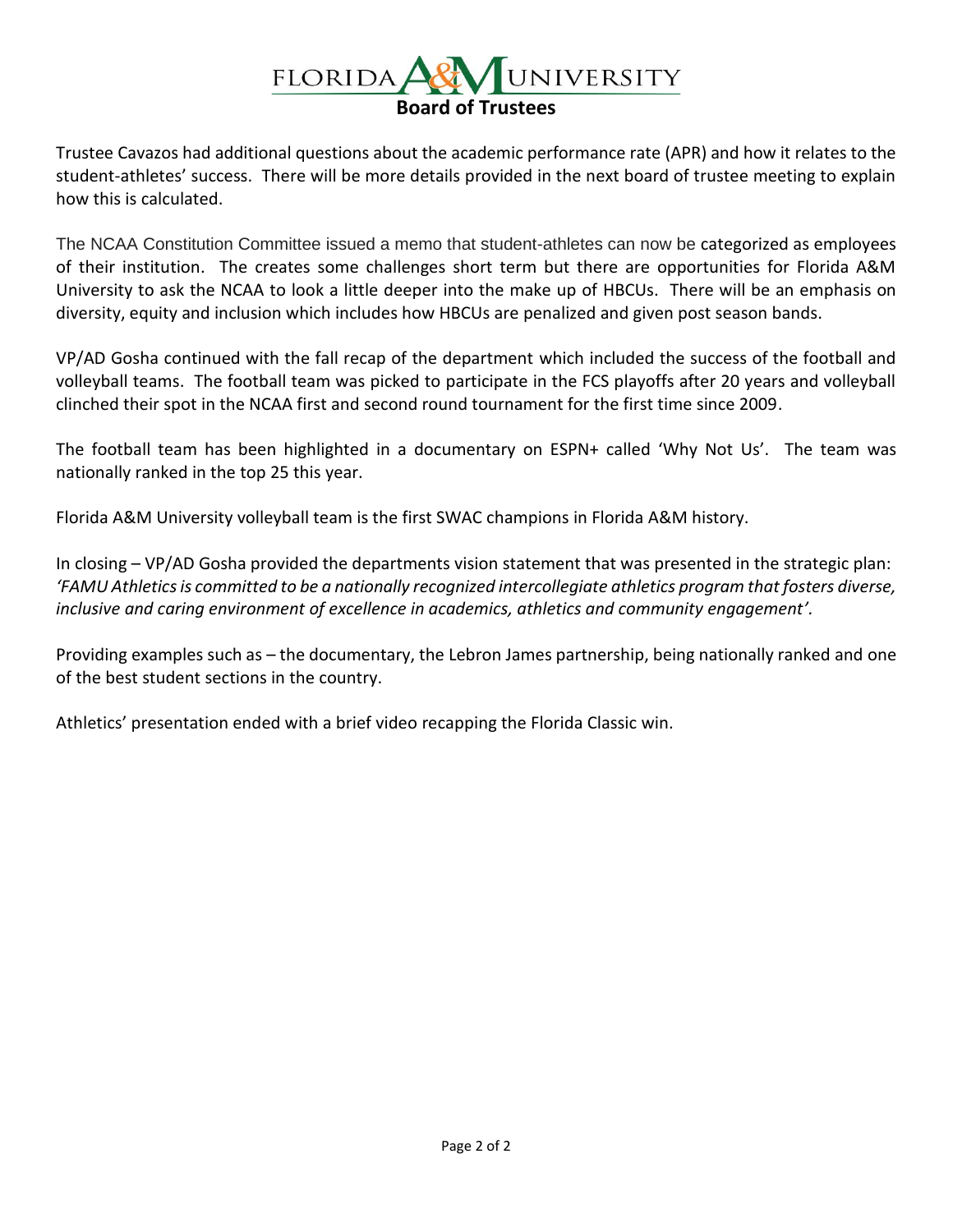Trustee Cavazos had additional questions about the academic performance rate (APR) and how it relates to the student-athletes' success. There will be more details provided in the next board of trustee meeting to explain how this is calculated.

The NCAA Constitution Committee issued a memo that student-athletes can now be categorized as employees of their institution. The creates some challenges short term but there are opportunities for Florida A&M University to ask the NCAA to look a little deeper into the make up of HBCUs. There will be an emphasis on diversity, equity and inclusion which includes how HBCUs are penalized and given post season bands.

VP/AD Gosha continued with the fall recap of the department which included the success of the football and volleyball teams. The football team was picked to participate in the FCS playoffs after 20 years and volleyball clinched their spot in the NCAA first and second round tournament for the first time since 2009.

The football team has been highlighted in a documentary on ESPN+ called 'Why Not Us'. The team was nationally ranked in the top 25 this year.

Florida A&M University volleyball team is the first SWAC champions in Florida A&M history.

In closing – VP/AD Gosha provided the departments vision statement that was presented in the strategic plan: *'FAMU Athletics is committed to be a nationally recognized intercollegiate athletics program that fosters diverse, inclusive and caring environment of excellence in academics, athletics and community engagement'.*

Providing examples such as – the documentary, the Lebron James partnership, being nationally ranked and one of the best student sections in the country.

Athletics' presentation ended with a brief video recapping the Florida Classic win.